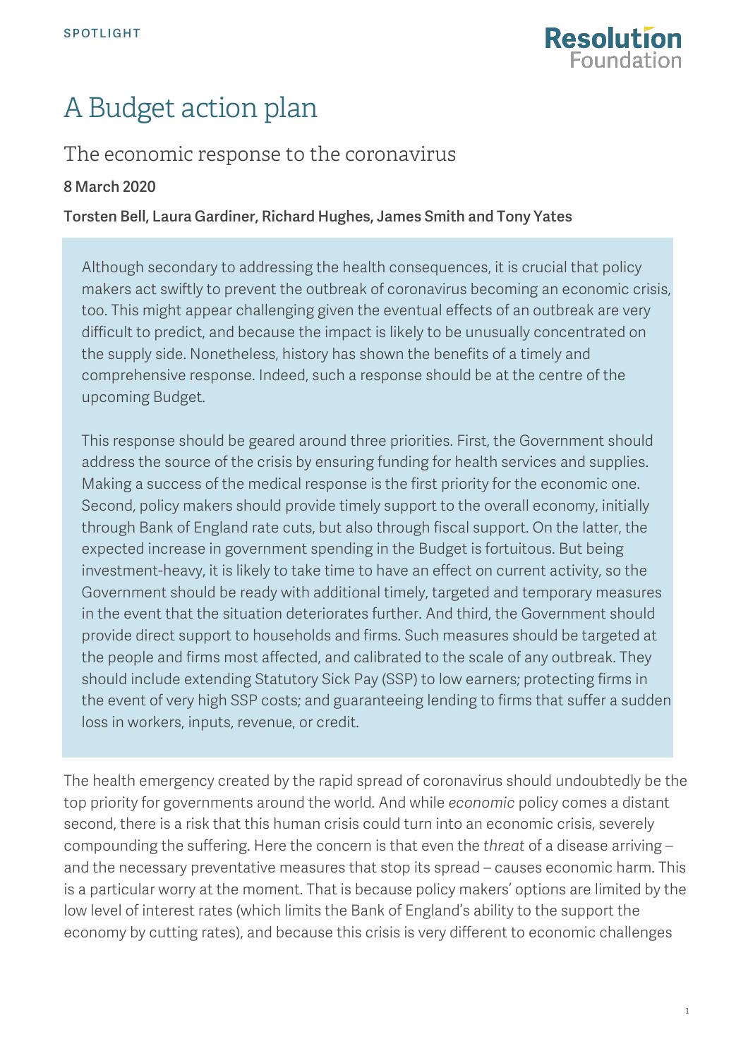SPOTLIGHT

# A Budget action plan

## The economic response to the coronavirus

**8 March 2020**

**Torsten Bell, Laura Gardiner, Richard Hughes, James Smith and Tony Yates**

Although secondary to addressing the health consequences, it is crucial that policy makers act swiftly to prevent the outbreak of coronavirus becoming an economic crisis, too. This might appear challenging given the eventual effects of an outbreak are very difficult to predict, and because the impact is likely to be unusually concentrated on the supply side. Nonetheless, history has shown the benefits of a timely and comprehensive response. Indeed, such a response should be at the centre of the upcoming Budget.

This response should be geared around three priorities. First, the Government should address the source of the crisis by ensuring funding for health services and supplies. Making a success of the medical response is the first priority for the economic one. Second, policy makers should provide timely support to the overall economy, initially through Bank of England rate cuts, but also through fiscal support. On the latter, the expected increase in government spending in the Budget is fortuitous. But being investment-heavy, it is likely to take time to have an effect on current activity, so the Government should be ready with additional timely, targeted and temporary measures in the event that the situation deteriorates further. And third, the Government should provide direct support to households and firms. Such measures should be targeted at the people and firms most affected, and calibrated to the scale of any outbreak. They should include extending Statutory Sick Pay (SSP) to low earners; protecting firms in the event of very high SSP costs; and guaranteeing lending to firms that suffer a sudden loss in workers, inputs, revenue, or credit.

The health emergency created by the rapid spread of coronavirus should undoubtedly be the top priority for governments around the world. And while *economic* policy comes a distant second, there is a risk that this human crisis could turn into an economic crisis, severely compounding the suffering. Here the concern is that even the *threat* of a disease arriving – and the necessary preventative measures that stop its spread – causes economic harm. This is a particular worry at the moment. That is because policy makers' options are limited by the low level of interest rates (which limits the Bank of England's ability to the support the economy by cutting rates), and because this crisis is very different to economic challenges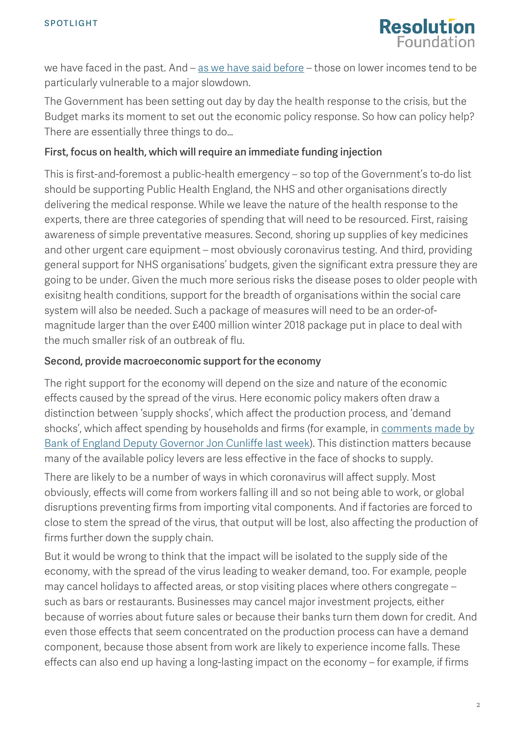we have faced in the past. And – as we have said before – those on lower incomes tend to be particularly vulnerable to a major slowdown.

The Government has been setting out day by day the health response to the crisis, but the Budget marks its moment to set out the economic policy response. So how can policy help? There are essentially three things to do…

**First, focus on health, which will require an immediate funding injection**

This is first-and-foremost a public-health emergency – so top of the Government's to-do list should be supporting Public Health England, the NHS and other organisations directly delivering the medical response. While we leave the nature of the health response to the experts, there are three categories of spending that will need to be resourced. First, raising awareness of simple preventative measures. Second, shoring up supplies of key medicines and other urgent care equipment – most obviously coronavirus testing. And third, providing general support for NHS organisations' budgets, given the significant extra pressure they are going to be under. Given the much more serious risks the disease poses to older people with exisitng health conditions, support for the breadth of organisations within the social care system will also be needed. Such a package of measures will need to be an order-of-magnitude larger than the over £400 million winter 2018 package put in place to deal with the much smaller risk of an outbreak of flu.

**Second, provide macroeconomic support for the economy**

The right support for the economy will depend on the size and nature of the economic effects caused by the spread of the virus. Here economic policy makers often draw a distinction between 'supply shocks', which affect the production process, and 'demand shocks', which affect spending by households and firms (for example, in comments made by Bank of England Deputy Governor Jon Cunliffe last week). This distinction matters because many of the available policy levers are less effective in the face of shocks to supply.

There are likely to be a number of ways in which coronavirus will affect supply. Most obviously, effects will come from workers falling ill and so not being able to work, or global disruptions preventing firms from importing vital components. And if factories are forced to close to stem the spread of the virus, that output will be lost, also affecting the production of firms further down the supply chain.

But it would be wrong to think that the impact will be isolated to the supply side of the economy, with the spread of the virus leading to weaker demand, too. For example, people may cancel holidays to affected areas, or stop visiting places where others congregate – such as bars or restaurants. Businesses may cancel major investment projects, either because of worries about future sales or because their banks turn them down for credit. And even those effects that seem concentrated on the production process can have a demand component, because those absent from work are likely to experience income falls. These effects can also end up having a long-lasting impact on the economy – for example, if firms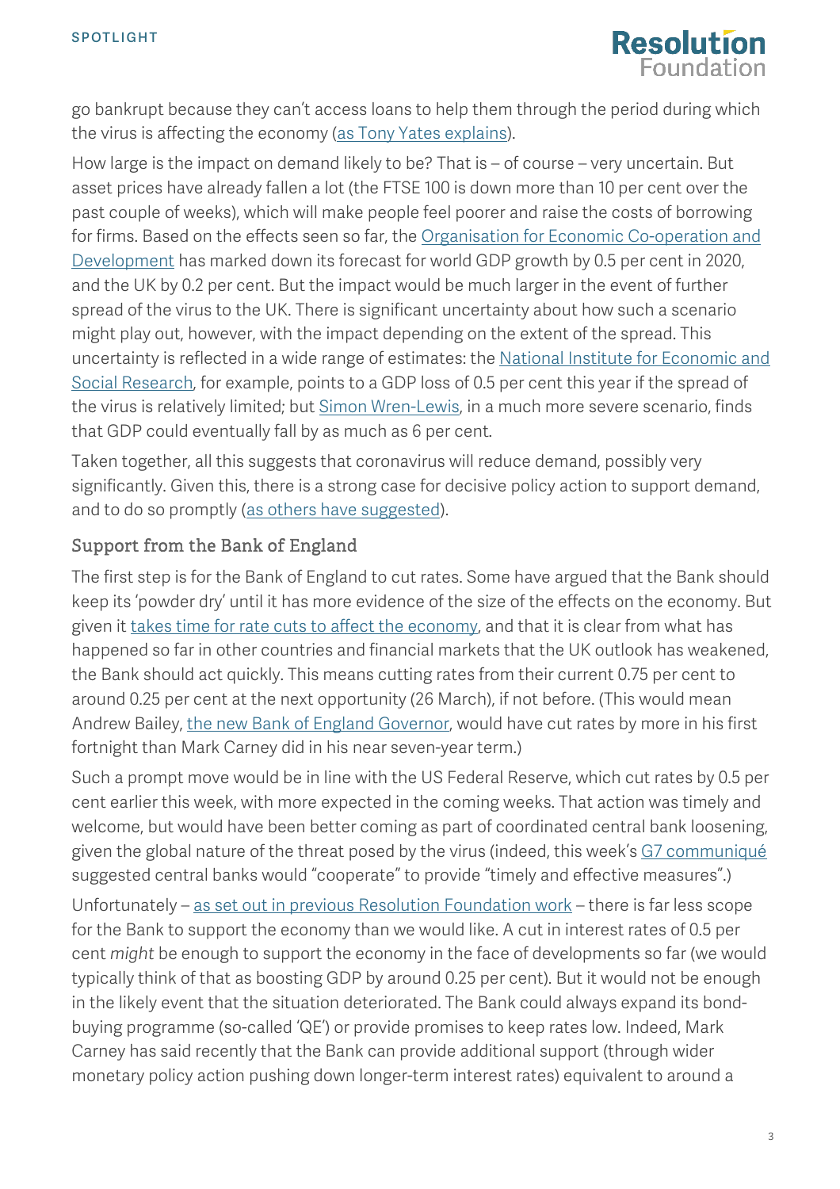go bankrupt because they can't access loans to help them through the period during which the virus is affecting the economy (as Tony Yates explains).

How large is the impact on demand likely to be? That is – of course – very uncertain. But asset prices have already fallen a lot (the FTSE 100 is down more than 10 per cent over the past couple of weeks), which will make people feel poorer and raise the costs of borrowing for firms. Based on the effects seen so far, the Organisation for Economic Co-operation and Development has marked down its forecast for world GDP growth by 0.5 per cent in 2020, and the UK by 0.2 per cent. But the impact would be much larger in the event of further spread of the virus to the UK. There is significant uncertainty about how such a scenario might play out, however, with the impact depending on the extent of the spread. This uncertainty is reflected in a wide range of estimates: the National Institute for Economic and Social Research, for example, points to a GDP loss of 0.5 per cent this year if the spread of the virus is relatively limited; but Simon Wren-Lewis, in a much more severe scenario, finds that GDP could eventually fall by as much as 6 per cent.

Taken together, all this suggests that coronavirus will reduce demand, possibly very significantly. Given this, there is a strong case for decisive policy action to support demand, and to do so promptly (as others have suggested).

## Support from the Bank of England

The first step is for the Bank of England to cut rates. Some have argued that the Bank should keep its 'powder dry' until it has more evidence of the size of the effects on the economy. But given it takes time for rate cuts to affect the economy, and that it is clear from what has happened so far in other countries and financial markets that the UK outlook has weakened, the Bank should act quickly. This means cutting rates from their current 0.75 per cent to around 0.25 per cent at the next opportunity (26 March), if not before. (This would mean Andrew Bailey, the new Bank of England Governor, would have cut rates by more in his first fortnight than Mark Carney did in his near seven-year term.)

Such a prompt move would be in line with the US Federal Reserve, which cut rates by 0.5 per cent earlier this week, with more expected in the coming weeks. That action was timely and welcome, but would have been better coming as part of coordinated central bank loosening, given the global nature of the threat posed by the virus (indeed, this week's G7 communiqué suggested central banks would "cooperate" to provide "timely and effective measures".)

Unfortunately – as set out in previous Resolution Foundation work – there is far less scope for the Bank to support the economy than we would like. A cut in interest rates of 0.5 per cent *might* be enough to support the economy in the face of developments so far (we would typically think of that as boosting GDP by around 0.25 per cent). But it would not be enough in the likely event that the situation deteriorated. The Bank could always expand its bond-buying programme (so-called 'QE') or provide promises to keep rates low. Indeed, Mark Carney has said recently that the Bank can provide additional support (through wider monetary policy action pushing down longer-term interest rates) equivalent to around a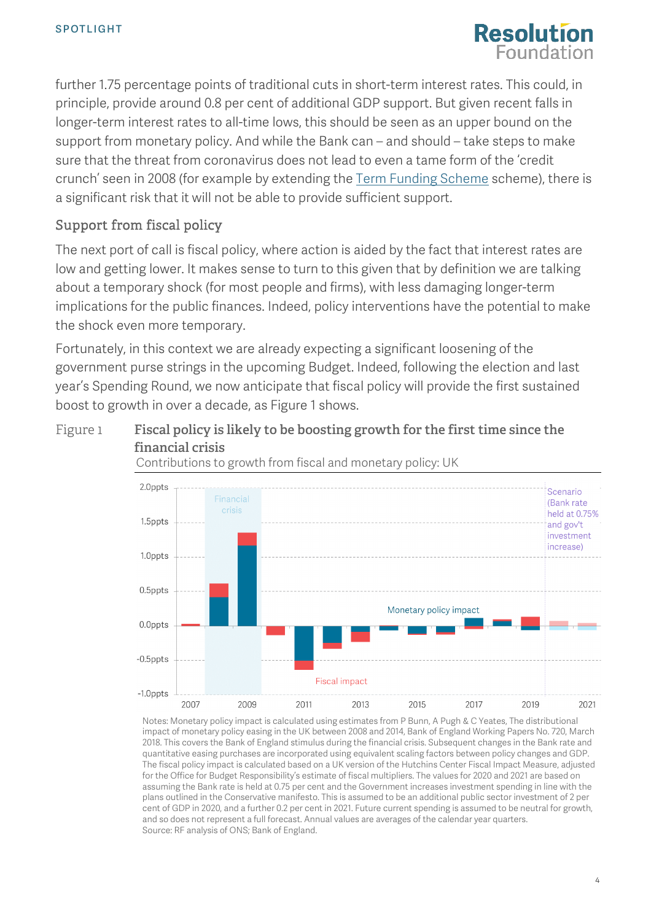further 1.75 percentage points of traditional cuts in short-term interest rates. This could, in principle, provide around 0.8 per cent of additional GDP support. But given recent falls in longer-term interest rates to all-time lows, this should be seen as an upper bound on the support from monetary policy. And while the Bank can – and should – take steps to make sure that the threat from coronavirus does not lead to even a tame form of the 'credit crunch' seen in 2008 (for example by extending the Term Funding Scheme scheme), there is a significant risk that it will not be able to provide sufficient support.

## Support from fiscal policy

The next port of call is fiscal policy, where action is aided by the fact that interest rates are low and getting lower. It makes sense to turn to this given that by definition we are talking about a temporary shock (for most people and firms), with less damaging longer-term implications for the public finances. Indeed, policy interventions have the potential to make the shock even more temporary.

Fortunately, in this context we are already expecting a significant loosening of the government purse strings in the upcoming Budget. Indeed, following the election and last year's Spending Round, we now anticipate that fiscal policy will provide the first sustained boost to growth in over a decade, as Figure 1 shows.

Figure 1 **Fiscal policy is likely to be boosting growth for the first time since the financial crisis**

Contributions to growth from fiscal and monetary policy: UK

Notes: Monetary policy impact is calculated using estimates from P Bunn, A Pugh & C Yeates, The distributional impact of monetary policy easing in the UK between 2008 and 2014, Bank of England Working Papers No. 720, March 2018. This covers the Bank of England stimulus during the financial crisis. Subsequent changes in the Bank rate and quantitative easing purchases are incorporated using equivalent scaling factors between policy changes and GDP. The fiscal policy impact is calculated based on a UK version of the Hutchins Center Fiscal Impact Measure, adjusted for the Office for Budget Responsibility's estimate of fiscal multipliers. The values for 2020 and 2021 are based on assuming the Bank rate is held at 0.75 per cent and the Government increases investment spending in line with the plans outlined in the Conservative manifesto. This is assumed to be an additional public sector investment of 2 per cent of GDP in 2020, and a further 0.2 per cent in 2021. Future current spending is assumed to be neutral for growth, and so does not represent a full forecast. Annual values are averages of the calendar year quarters.
Source: RF analysis of ONS; Bank of England.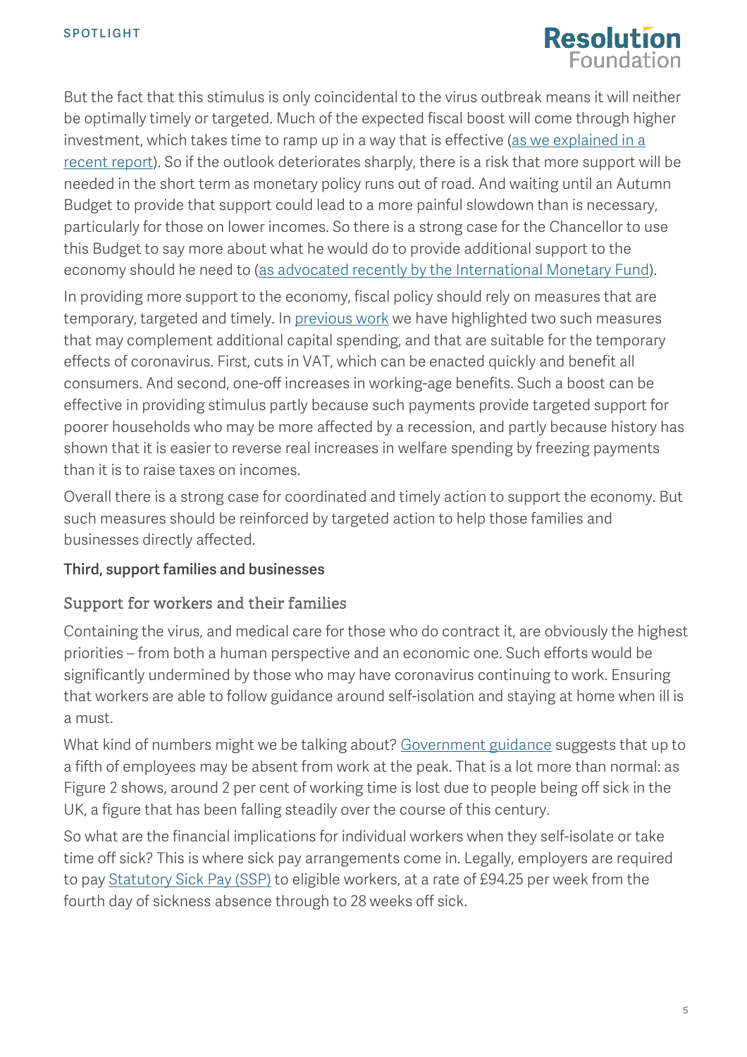But the fact that this stimulus is only coincidental to the virus outbreak means it will neither be optimally timely or targeted. Much of the expected fiscal boost will come through higher investment, which takes time to ramp up in a way that is effective (as we explained in a recent report). So if the outlook deteriorates sharply, there is a risk that more support will be needed in the short term as monetary policy runs out of road. And waiting until an Autumn Budget to provide that support could lead to a more painful slowdown than is necessary, particularly for those on lower incomes. So there is a strong case for the Chancellor to use this Budget to say more about what he would do to provide additional support to the economy should he need to (as advocated recently by the International Monetary Fund).

In providing more support to the economy, fiscal policy should rely on measures that are temporary, targeted and timely. In previous work we have highlighted two such measures that may complement additional capital spending, and that are suitable for the temporary effects of coronavirus. First, cuts in VAT, which can be enacted quickly and benefit all consumers. And second, one-off increases in working-age benefits. Such a boost can be effective in providing stimulus partly because such payments provide targeted support for poorer households who may be more affected by a recession, and partly because history has shown that it is easier to reverse real increases in welfare spending by freezing payments than it is to raise taxes on incomes.

Overall there is a strong case for coordinated and timely action to support the economy. But such measures should be reinforced by targeted action to help those families and businesses directly affected.

### Third, support families and businesses

### Support for workers and their families

Containing the virus, and medical care for those who do contract it, are obviously the highest priorities – from both a human perspective and an economic one. Such efforts would be significantly undermined by those who may have coronavirus continuing to work. Ensuring that workers are able to follow guidance around self-isolation and staying at home when ill is a must.

What kind of numbers might we be talking about? Government guidance suggests that up to a fifth of employees may be absent from work at the peak. That is a lot more than normal: as Figure 2 shows, around 2 per cent of working time is lost due to people being off sick in the UK, a figure that has been falling steadily over the course of this century.

So what are the financial implications for individual workers when they self-isolate or take time off sick? This is where sick pay arrangements come in. Legally, employers are required to pay Statutory Sick Pay (SSP) to eligible workers, at a rate of £94.25 per week from the fourth day of sickness absence through to 28 weeks off sick.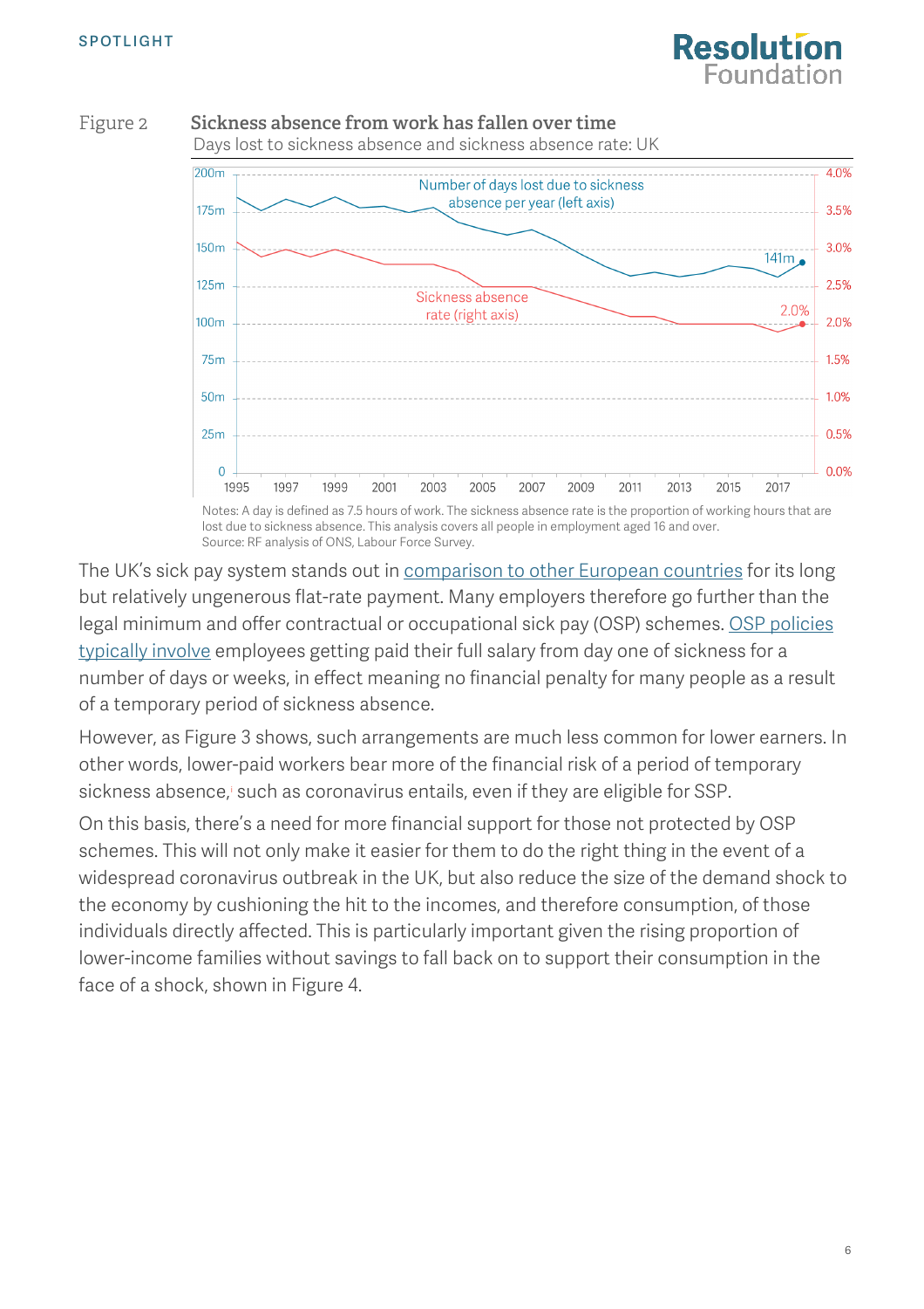Figure 2 **Sickness absence from work has fallen over time**

Days lost to sickness absence and sickness absence rate: UK

Notes: A day is defined as 7.5 hours of work. The sickness absence rate is the proportion of working hours that are lost due to sickness absence. This analysis covers all people in employment aged 16 and over.
Source: RF analysis of ONS, Labour Force Survey.

The UK's sick pay system stands out in comparison to other European countries for its long but relatively ungenerous flat-rate payment. Many employers therefore go further than the legal minimum and offer contractual or occupational sick pay (OSP) schemes. OSP policies typically involve employees getting paid their full salary from day one of sickness for a number of days or weeks, in effect meaning no financial penalty for many people as a result of a temporary period of sickness absence.

However, as Figure 3 shows, such arrangements are much less common for lower earners. In other words, lower-paid workers bear more of the financial risk of a period of temporary sickness absence, such as coronavirus entails, even if they are eligible for SSP.

On this basis, there's a need for more financial support for those not protected by OSP schemes. This will not only make it easier for them to do the right thing in the event of a widespread coronavirus outbreak in the UK, but also reduce the size of the demand shock to the economy by cushioning the hit to the incomes, and therefore consumption, of those individuals directly affected. This is particularly important given the rising proportion of lower-income families without savings to fall back on to support their consumption in the face of a shock, shown in Figure 4.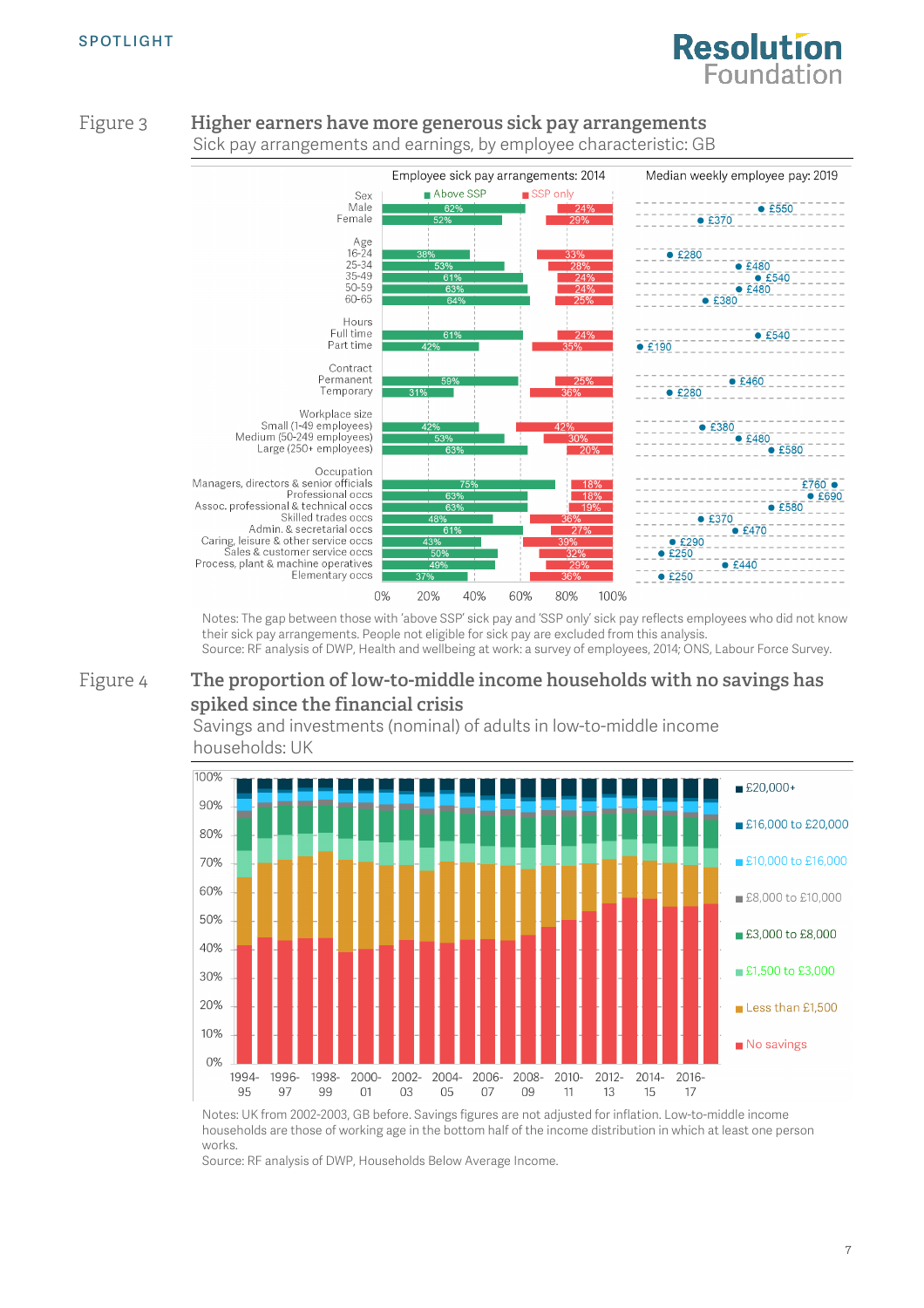Figure 3

## Higher earners have more generous sick pay arrangements

Sick pay arrangements and earnings, by employee characteristic: GB

| Characteristic | Employee sick pay arrangements: 2014 – Above SSP | Employee sick pay arrangements: 2014 – SSP only | Median weekly employee pay: 2019 |
|---|---|---|---|
| **Sex** | | | |
| Male | 62% | 24% | £550 |
| Female | 52% | 29% | £370 |
| **Age** | | | |
| 16-24 | 38% | 33% | £280 |
| 25-34 | 53% | 28% | £480 |
| 35-49 | 61% | 24% | £540 |
| 50-59 | 63% | 24% | £480 |
| 60-65 | 64% | 25% | £380 |
| **Hours** | | | |
| Full time | 61% | 24% | £540 |
| Part time | 42% | 35% | £190 |
| **Contract** | | | |
| Permanent | 59% | 25% | £460 |
| Temporary | 31% | 36% | £280 |
| **Workplace size** | | | |
| Small (1-49 employees) | 42% | 42% | £380 |
| Medium (50-249 employees) | 53% | 30% | £480 |
| Large (250+ employees) | 63% | 20% | £580 |
| **Occupation** | | | |
| Managers, directors & senior officials | 75% | 18% | £760 |
| Professional occs | 63% | 18% | £690 |
| Assoc. professional & technical occs | 63% | 19% | £580 |
| Skilled trades occs | 48% | 36% | £370 |
| Admin. & secretarial occs | 61% | 27% | £470 |
| Caring, leisure & other service occs | 43% | 39% | £290 |
| Sales & customer service occs | 50% | 32% | £250 |
| Process, plant & machine operatives | 49% | 29% | £440 |
| Elementary occs | 37% | 36% | £250 |

Notes: The gap between those with 'above SSP' sick pay and 'SSP only' sick pay reflects employees who did not know their sick pay arrangements. People not eligible for sick pay are excluded from this analysis.
Source: RF analysis of DWP, Health and wellbeing at work: a survey of employees, 2014; ONS, Labour Force Survey.

Figure 4

## The proportion of low-to-middle income households with no savings has spiked since the financial crisis

Savings and investments (nominal) of adults in low-to-middle income households: UK

Legend: £20,000+; £16,000 to £20,000; £10,000 to £16,000; £8,000 to £10,000; £3,000 to £8,000; £1,500 to £3,000; Less than £1,500; No savings

Years: 1994-95 to 2016-17

Notes: UK from 2002-2003, GB before. Savings figures are not adjusted for inflation. Low-to-middle income households are those of working age in the bottom half of the income distribution in which at least one person works.
Source: RF analysis of DWP, Households Below Average Income.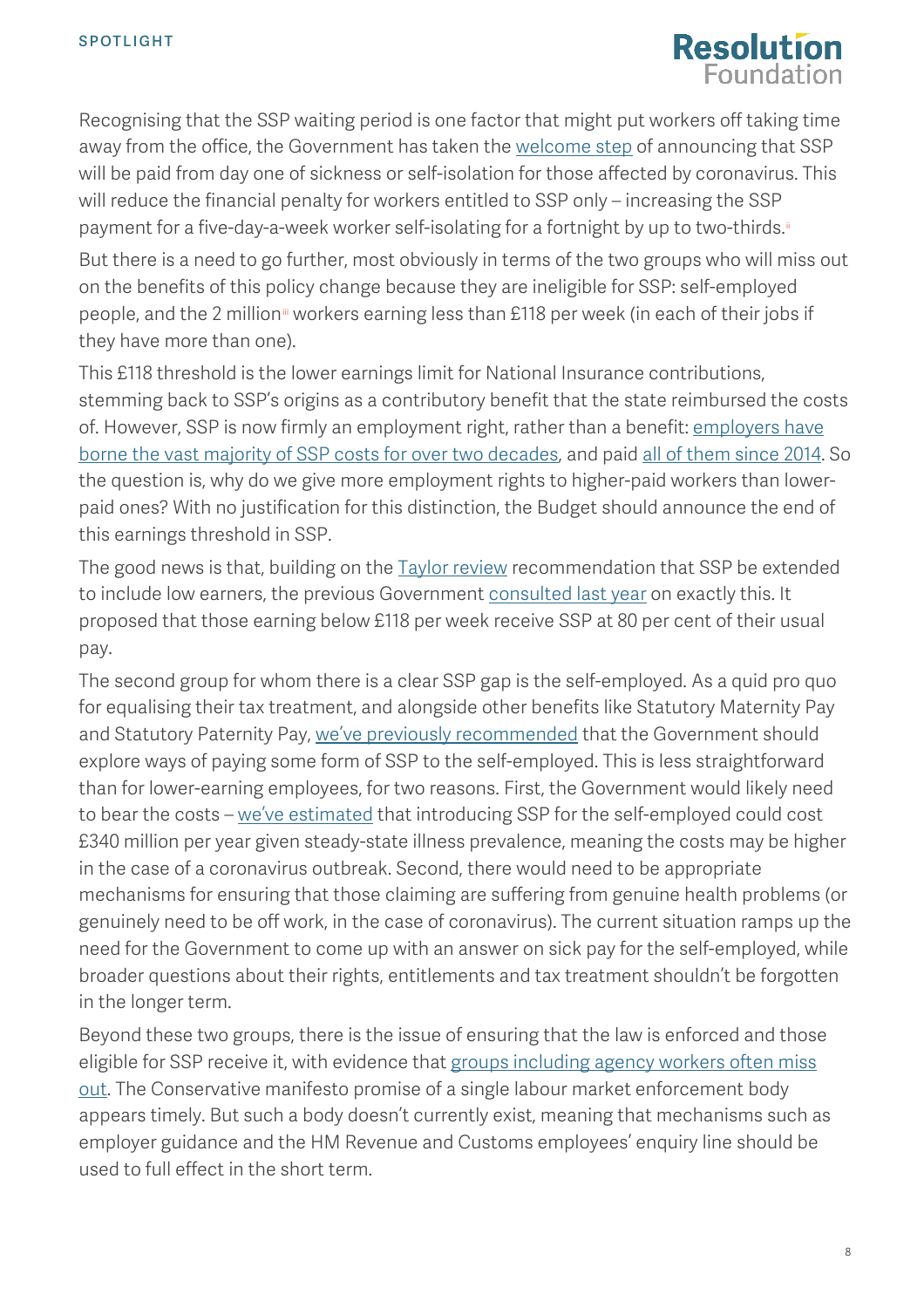Recognising that the SSP waiting period is one factor that might put workers off taking time away from the office, the Government has taken the welcome step of announcing that SSP will be paid from day one of sickness or self-isolation for those affected by coronavirus. This will reduce the financial penalty for workers entitled to SSP only – increasing the SSP payment for a five-day-a-week worker self-isolating for a fortnight by up to two-thirds.[ii]

But there is a need to go further, most obviously in terms of the two groups who will miss out on the benefits of this policy change because they are ineligible for SSP: self-employed people, and the 2 million[iii] workers earning less than £118 per week (in each of their jobs if they have more than one).

This £118 threshold is the lower earnings limit for National Insurance contributions, stemming back to SSP's origins as a contributory benefit that the state reimbursed the costs of. However, SSP is now firmly an employment right, rather than a benefit: employers have borne the vast majority of SSP costs for over two decades, and paid all of them since 2014. So the question is, why do we give more employment rights to higher-paid workers than lower-paid ones? With no justification for this distinction, the Budget should announce the end of this earnings threshold in SSP.

The good news is that, building on the Taylor review recommendation that SSP be extended to include low earners, the previous Government consulted last year on exactly this. It proposed that those earning below £118 per week receive SSP at 80 per cent of their usual pay.

The second group for whom there is a clear SSP gap is the self-employed. As a quid pro quo for equalising their tax treatment, and alongside other benefits like Statutory Maternity Pay and Statutory Paternity Pay, we've previously recommended that the Government should explore ways of paying some form of SSP to the self-employed. This is less straightforward than for lower-earning employees, for two reasons. First, the Government would likely need to bear the costs – we've estimated that introducing SSP for the self-employed could cost £340 million per year given steady-state illness prevalence, meaning the costs may be higher in the case of a coronavirus outbreak. Second, there would need to be appropriate mechanisms for ensuring that those claiming are suffering from genuine health problems (or genuinely need to be off work, in the case of coronavirus). The current situation ramps up the need for the Government to come up with an answer on sick pay for the self-employed, while broader questions about their rights, entitlements and tax treatment shouldn't be forgotten in the longer term.

Beyond these two groups, there is the issue of ensuring that the law is enforced and those eligible for SSP receive it, with evidence that groups including agency workers often miss out. The Conservative manifesto promise of a single labour market enforcement body appears timely. But such a body doesn't currently exist, meaning that mechanisms such as employer guidance and the HM Revenue and Customs employees' enquiry line should be used to full effect in the short term.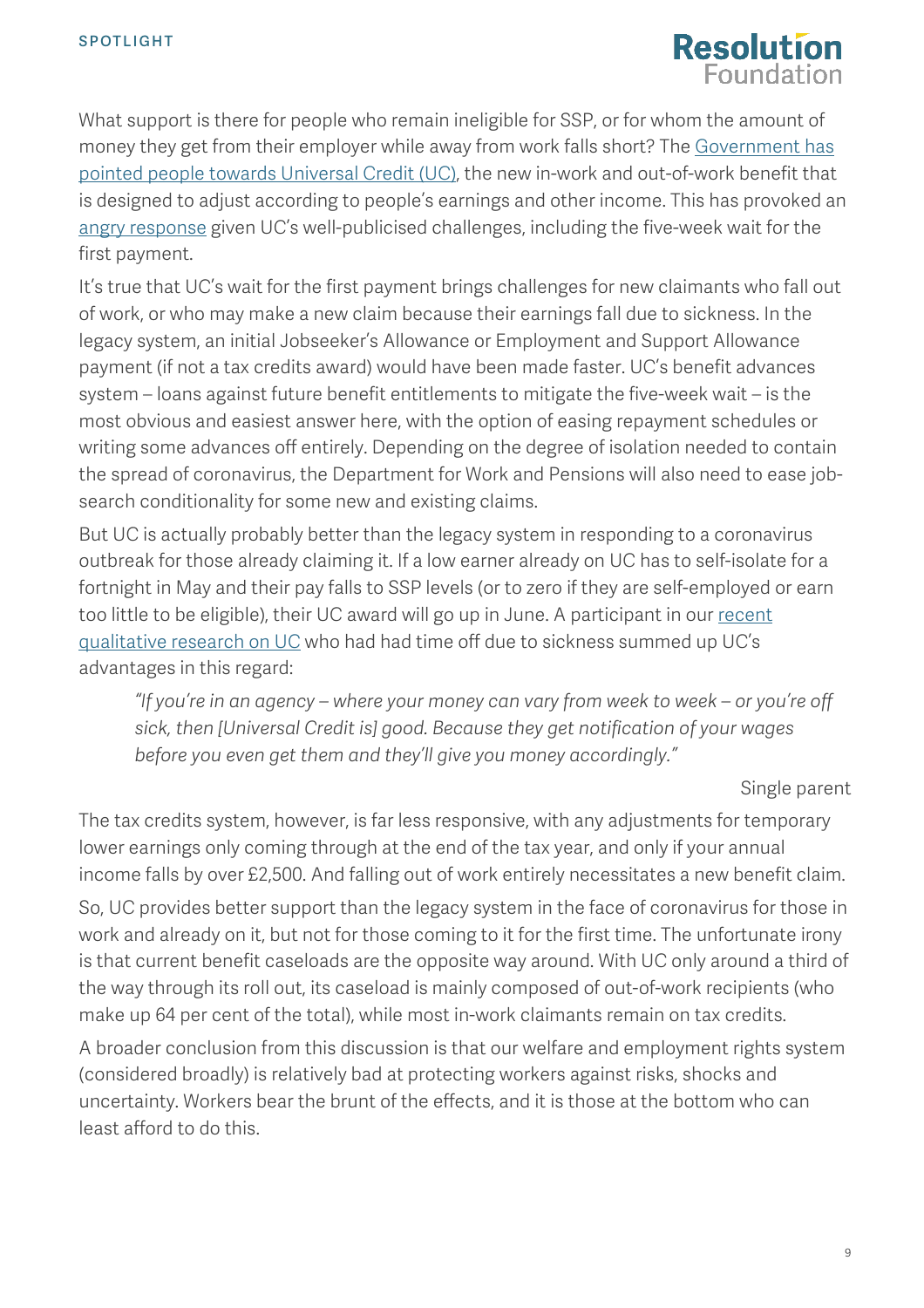What support is there for people who remain ineligible for SSP, or for whom the amount of money they get from their employer while away from work falls short? The Government has pointed people towards Universal Credit (UC), the new in-work and out-of-work benefit that is designed to adjust according to people's earnings and other income. This has provoked an angry response given UC's well-publicised challenges, including the five-week wait for the first payment.

It's true that UC's wait for the first payment brings challenges for new claimants who fall out of work, or who may make a new claim because their earnings fall due to sickness. In the legacy system, an initial Jobseeker's Allowance or Employment and Support Allowance payment (if not a tax credits award) would have been made faster. UC's benefit advances system – loans against future benefit entitlements to mitigate the five-week wait – is the most obvious and easiest answer here, with the option of easing repayment schedules or writing some advances off entirely. Depending on the degree of isolation needed to contain the spread of coronavirus, the Department for Work and Pensions will also need to ease job-search conditionality for some new and existing claims.

But UC is actually probably better than the legacy system in responding to a coronavirus outbreak for those already claiming it. If a low earner already on UC has to self-isolate for a fortnight in May and their pay falls to SSP levels (or to zero if they are self-employed or earn too little to be eligible), their UC award will go up in June. A participant in our recent qualitative research on UC who had had time off due to sickness summed up UC's advantages in this regard:

> *"If you're in an agency – where your money can vary from week to week – or you're off sick, then [Universal Credit is] good. Because they get notification of your wages before you even get them and they'll give you money accordingly."*
>
> Single parent

The tax credits system, however, is far less responsive, with any adjustments for temporary lower earnings only coming through at the end of the tax year, and only if your annual income falls by over £2,500. And falling out of work entirely necessitates a new benefit claim.

So, UC provides better support than the legacy system in the face of coronavirus for those in work and already on it, but not for those coming to it for the first time. The unfortunate irony is that current benefit caseloads are the opposite way around. With UC only around a third of the way through its roll out, its caseload is mainly composed of out-of-work recipients (who make up 64 per cent of the total), while most in-work claimants remain on tax credits.

A broader conclusion from this discussion is that our welfare and employment rights system (considered broadly) is relatively bad at protecting workers against risks, shocks and uncertainty. Workers bear the brunt of the effects, and it is those at the bottom who can least afford to do this.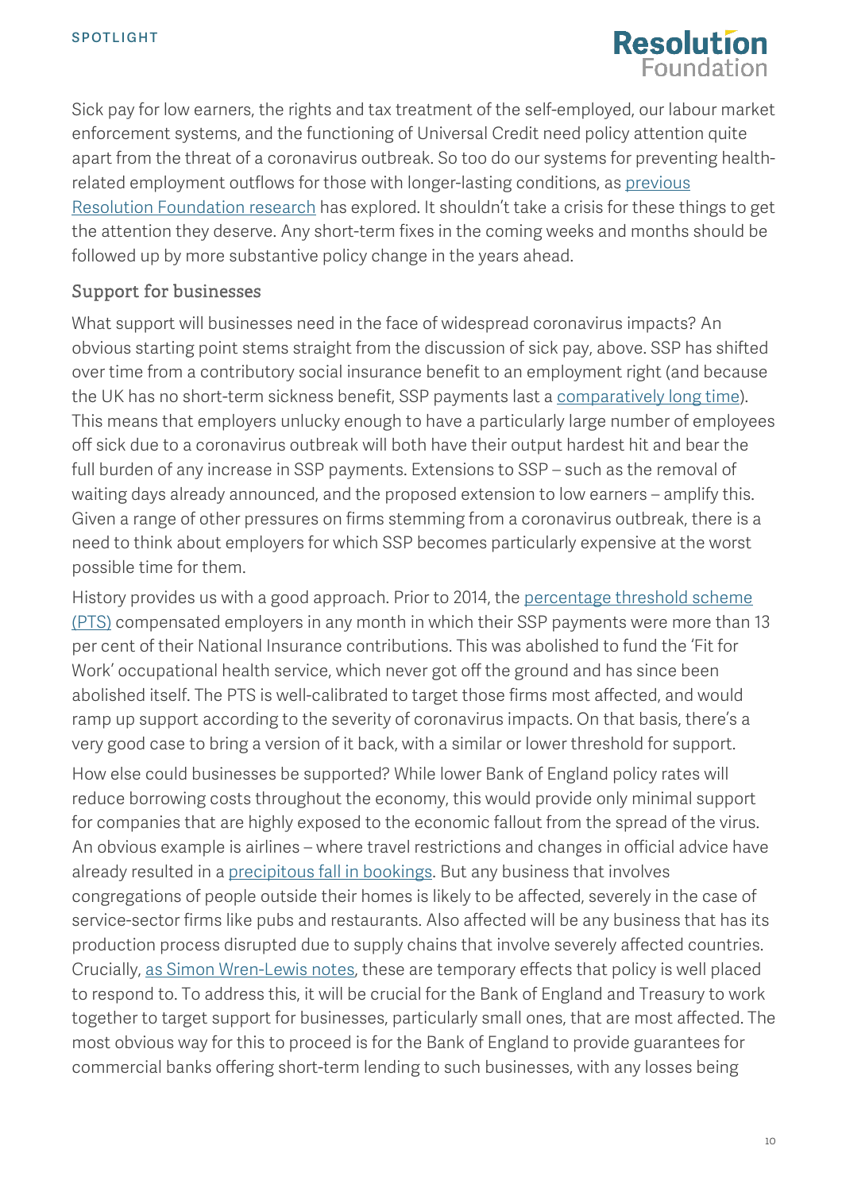Sick pay for low earners, the rights and tax treatment of the self-employed, our labour market enforcement systems, and the functioning of Universal Credit need policy attention quite apart from the threat of a coronavirus outbreak. So too do our systems for preventing health-related employment outflows for those with longer-lasting conditions, as previous Resolution Foundation research has explored. It shouldn't take a crisis for these things to get the attention they deserve. Any short-term fixes in the coming weeks and months should be followed up by more substantive policy change in the years ahead.

## Support for businesses

What support will businesses need in the face of widespread coronavirus impacts? An obvious starting point stems straight from the discussion of sick pay, above. SSP has shifted over time from a contributory social insurance benefit to an employment right (and because the UK has no short-term sickness benefit, SSP payments last a comparatively long time). This means that employers unlucky enough to have a particularly large number of employees off sick due to a coronavirus outbreak will both have their output hardest hit and bear the full burden of any increase in SSP payments. Extensions to SSP – such as the removal of waiting days already announced, and the proposed extension to low earners – amplify this. Given a range of other pressures on firms stemming from a coronavirus outbreak, there is a need to think about employers for which SSP becomes particularly expensive at the worst possible time for them.

History provides us with a good approach. Prior to 2014, the percentage threshold scheme (PTS) compensated employers in any month in which their SSP payments were more than 13 per cent of their National Insurance contributions. This was abolished to fund the 'Fit for Work' occupational health service, which never got off the ground and has since been abolished itself. The PTS is well-calibrated to target those firms most affected, and would ramp up support according to the severity of coronavirus impacts. On that basis, there's a very good case to bring a version of it back, with a similar or lower threshold for support.

How else could businesses be supported? While lower Bank of England policy rates will reduce borrowing costs throughout the economy, this would provide only minimal support for companies that are highly exposed to the economic fallout from the spread of the virus. An obvious example is airlines – where travel restrictions and changes in official advice have already resulted in a precipitous fall in bookings. But any business that involves congregations of people outside their homes is likely to be affected, severely in the case of service-sector firms like pubs and restaurants. Also affected will be any business that has its production process disrupted due to supply chains that involve severely affected countries. Crucially, as Simon Wren-Lewis notes, these are temporary effects that policy is well placed to respond to. To address this, it will be crucial for the Bank of England and Treasury to work together to target support for businesses, particularly small ones, that are most affected. The most obvious way for this to proceed is for the Bank of England to provide guarantees for commercial banks offering short-term lending to such businesses, with any losses being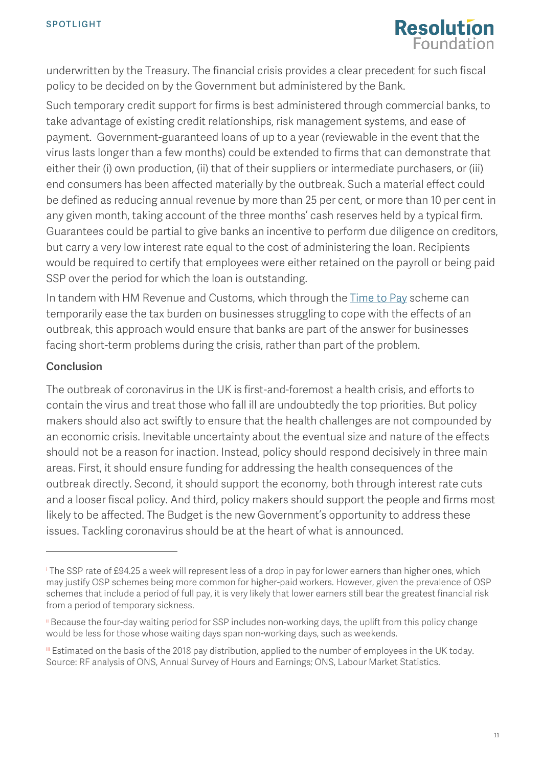underwritten by the Treasury. The financial crisis provides a clear precedent for such fiscal policy to be decided on by the Government but administered by the Bank.

Such temporary credit support for firms is best administered through commercial banks, to take advantage of existing credit relationships, risk management systems, and ease of payment. Government-guaranteed loans of up to a year (reviewable in the event that the virus lasts longer than a few months) could be extended to firms that can demonstrate that either their (i) own production, (ii) that of their suppliers or intermediate purchasers, or (iii) end consumers has been affected materially by the outbreak. Such a material effect could be defined as reducing annual revenue by more than 25 per cent, or more than 10 per cent in any given month, taking account of the three months' cash reserves held by a typical firm. Guarantees could be partial to give banks an incentive to perform due diligence on creditors, but carry a very low interest rate equal to the cost of administering the loan. Recipients would be required to certify that employees were either retained on the payroll or being paid SSP over the period for which the loan is outstanding.

In tandem with HM Revenue and Customs, which through the Time to Pay scheme can temporarily ease the tax burden on businesses struggling to cope with the effects of an outbreak, this approach would ensure that banks are part of the answer for businesses facing short-term problems during the crisis, rather than part of the problem.

### Conclusion

The outbreak of coronavirus in the UK is first-and-foremost a health crisis, and efforts to contain the virus and treat those who fall ill are undoubtedly the top priorities. But policy makers should also act swiftly to ensure that the health challenges are not compounded by an economic crisis. Inevitable uncertainty about the eventual size and nature of the effects should not be a reason for inaction. Instead, policy should respond decisively in three main areas. First, it should ensure funding for addressing the health consequences of the outbreak directly. Second, it should support the economy, both through interest rate cuts and a looser fiscal policy. And third, policy makers should support the people and firms most likely to be affected. The Budget is the new Government's opportunity to address these issues. Tackling coronavirus should be at the heart of what is announced.

---

[i] The SSP rate of £94.25 a week will represent less of a drop in pay for lower earners than higher ones, which may justify OSP schemes being more common for higher-paid workers. However, given the prevalence of OSP schemes that include a period of full pay, it is very likely that lower earners still bear the greatest financial risk from a period of temporary sickness.

[ii] Because the four-day waiting period for SSP includes non-working days, the uplift from this policy change would be less for those whose waiting days span non-working days, such as weekends.

[iii] Estimated on the basis of the 2018 pay distribution, applied to the number of employees in the UK today. Source: RF analysis of ONS, Annual Survey of Hours and Earnings; ONS, Labour Market Statistics.